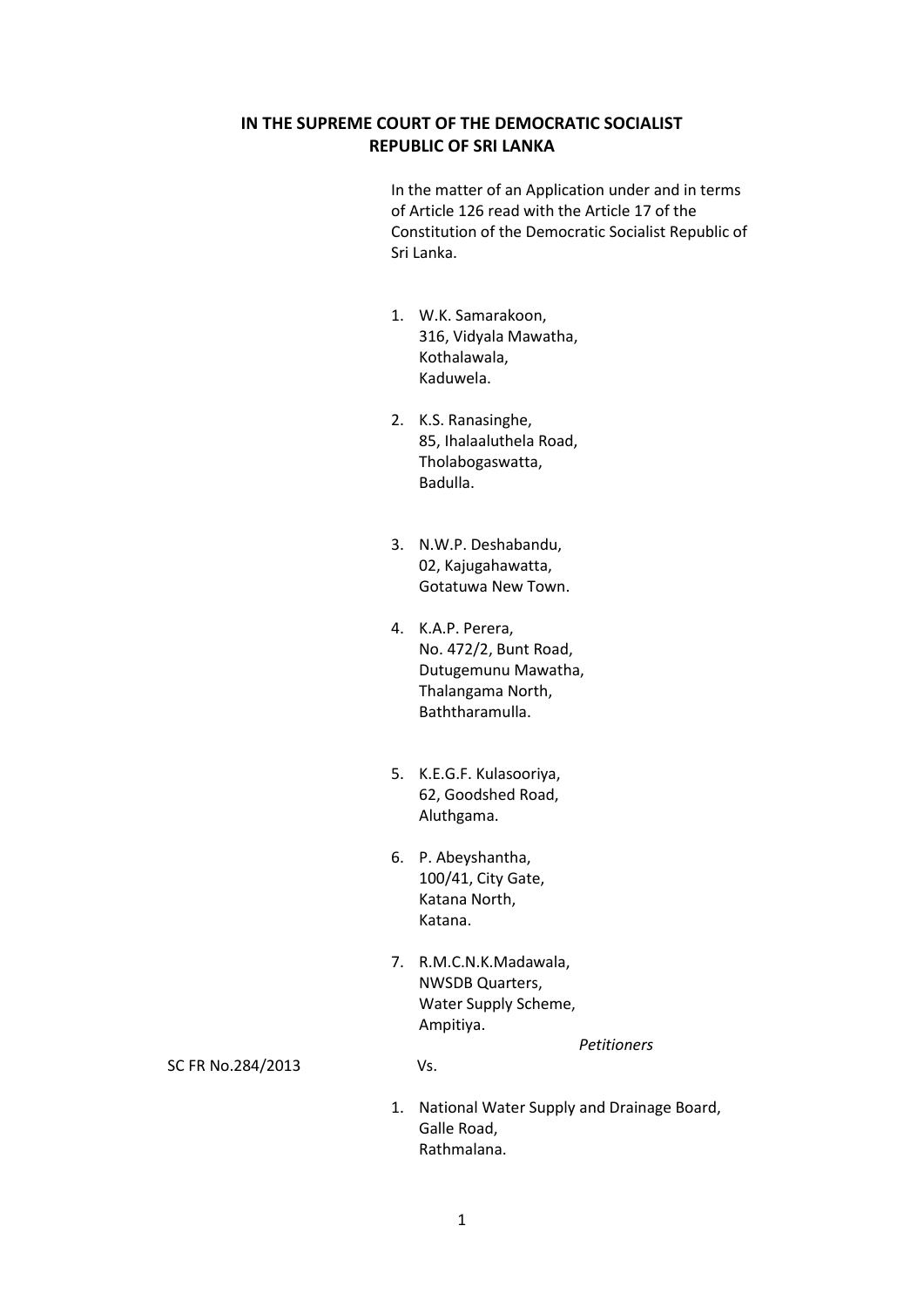**IN THE SUPREME COURT OF THE DEMOCRATIC SOCIALIST REPUBLIC OF SRI LANKA**

In the matter of an Application under and in terms of Article 126 read with the Article 17 of the Constitution of the Democratic Socialist Republic of Sri Lanka.

1. W.K. Samarakoon,
   316, Vidyala Mawatha,
   Kothalawala,
   Kaduwela.

2. K.S. Ranasinghe,
   85, Ihalaaluthela Road,
   Tholabogaswatta,
   Badulla.

3. N.W.P. Deshabandu,
   02, Kajugahawatta,
   Gotatuwa New Town.

4. K.A.P. Perera,
   No. 472/2, Bunt Road,
   Dutugemunu Mawatha,
   Thalangama North,
   Baththaramulla.

5. K.E.G.F. Kulasooriya,
   62, Goodshed Road,
   Aluthgama.

6. P. Abeyshantha,
   100/41, City Gate,
   Katana North,
   Katana.

7. R.M.C.N.K.Madawala,
   NWSDB Quarters,
   Water Supply Scheme,
   Ampitiya.

*Petitioners*

SC FR No.284/2013

Vs.

1. National Water Supply and Drainage Board,
   Galle Road,
   Rathmalana.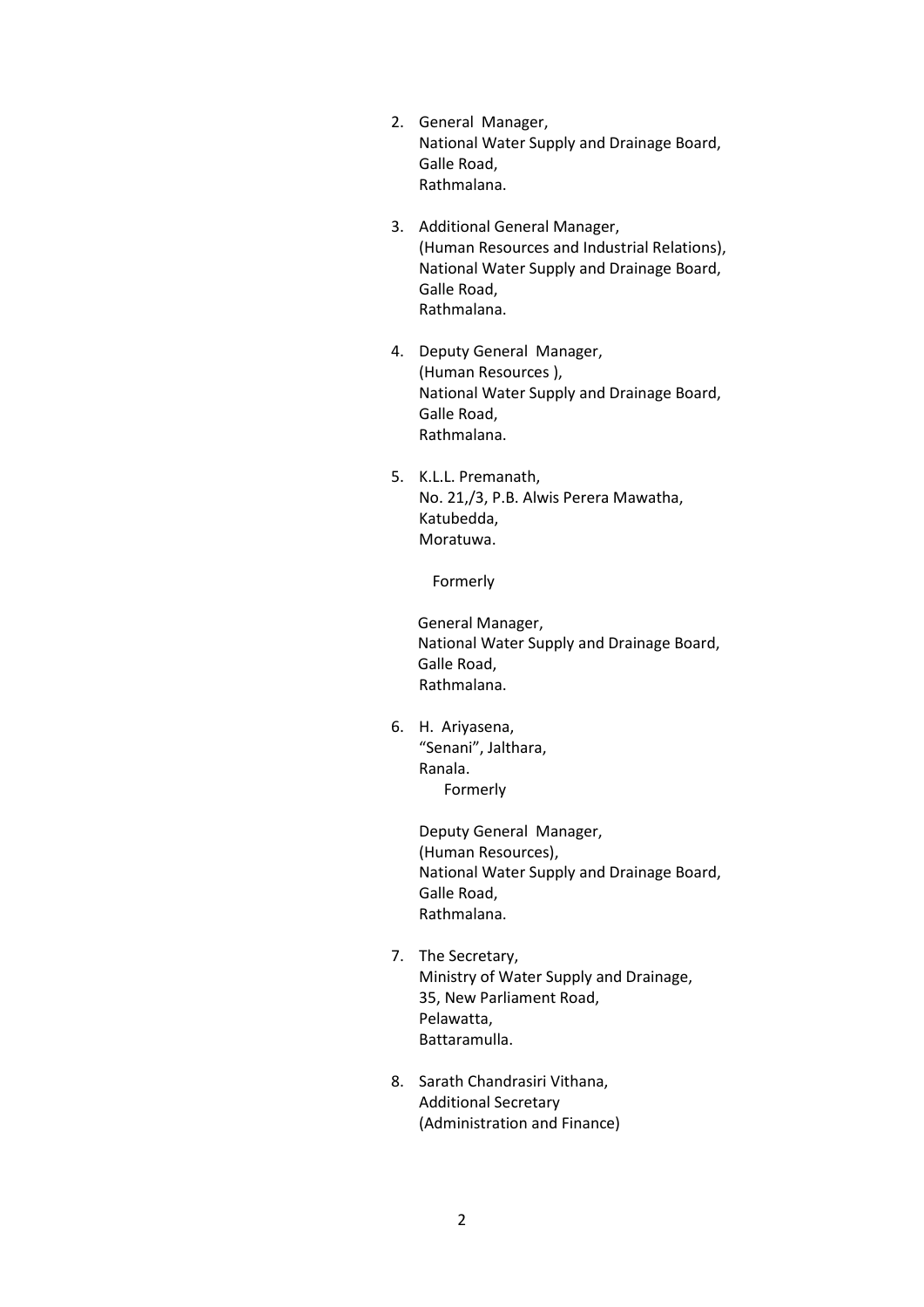2. General Manager,
   National Water Supply and Drainage Board,
   Galle Road,
   Rathmalana.

3. Additional General Manager,
   (Human Resources and Industrial Relations),
   National Water Supply and Drainage Board,
   Galle Road,
   Rathmalana.

4. Deputy General Manager,
   (Human Resources ),
   National Water Supply and Drainage Board,
   Galle Road,
   Rathmalana.

5. K.L.L. Premanath,
   No. 21,/3, P.B. Alwis Perera Mawatha,
   Katubedda,
   Moratuwa.

   Formerly

   General Manager,
   National Water Supply and Drainage Board,
   Galle Road,
   Rathmalana.

6. H. Ariyasena,
   "Senani", Jalthara,
   Ranala.
   Formerly

   Deputy General Manager,
   (Human Resources),
   National Water Supply and Drainage Board,
   Galle Road,
   Rathmalana.

7. The Secretary,
   Ministry of Water Supply and Drainage,
   35, New Parliament Road,
   Pelawatta,
   Battaramulla.

8. Sarath Chandrasiri Vithana,
   Additional Secretary
   (Administration and Finance)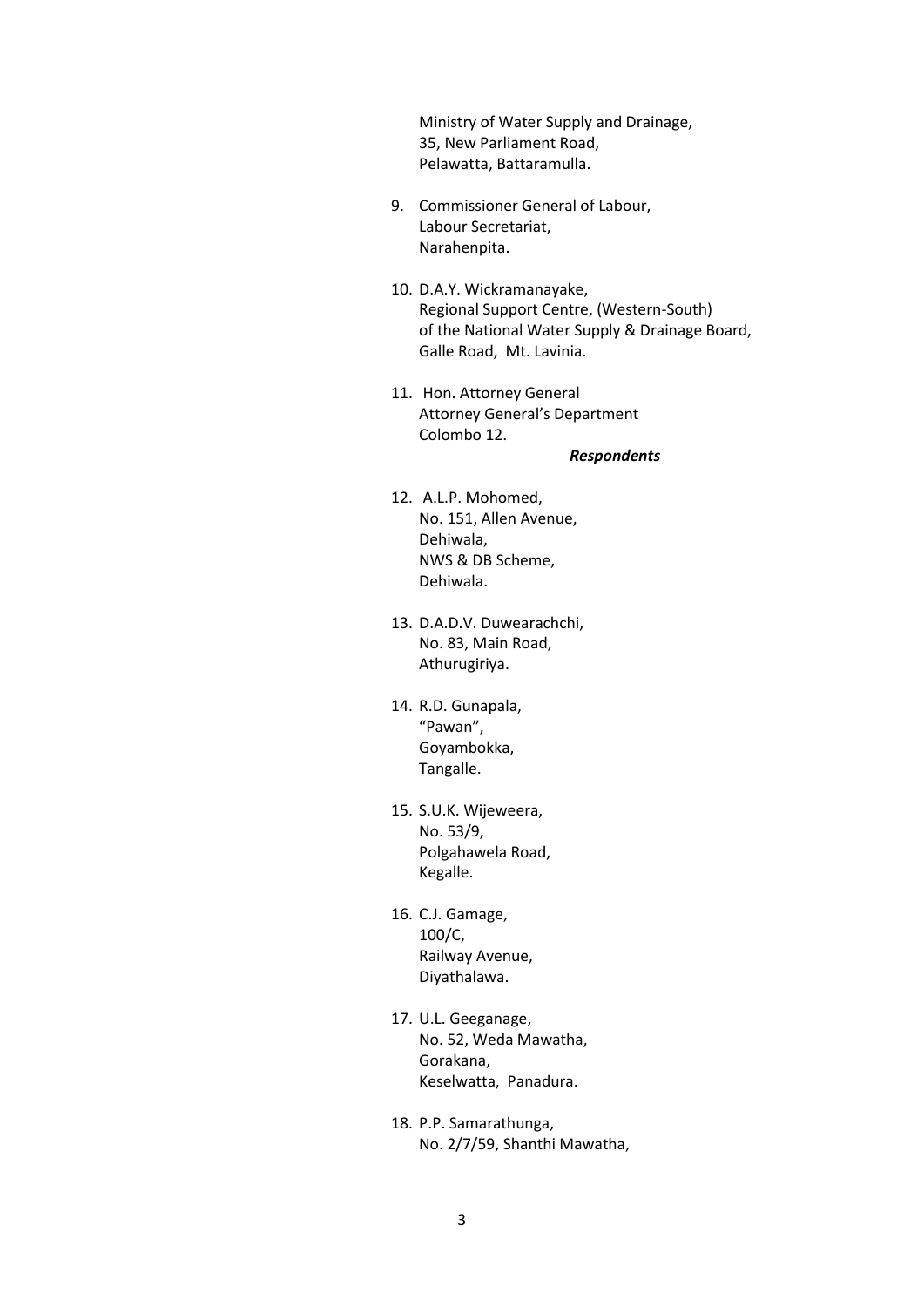Ministry of Water Supply and Drainage,
35, New Parliament Road,
Pelawatta, Battaramulla.

9. Commissioner General of Labour,
   Labour Secretariat,
   Narahenpita.

10. D.A.Y. Wickramanayake,
    Regional Support Centre, (Western-South)
    of the National Water Supply & Drainage Board,
    Galle Road, Mt. Lavinia.

11. Hon. Attorney General
    Attorney General's Department
    Colombo 12.

***Respondents***

12. A.L.P. Mohomed,
    No. 151, Allen Avenue,
    Dehiwala,
    NWS & DB Scheme,
    Dehiwala.

13. D.A.D.V. Duwearachchi,
    No. 83, Main Road,
    Athurugiriya.

14. R.D. Gunapala,
    "Pawan",
    Goyambokka,
    Tangalle.

15. S.U.K. Wijeweera,
    No. 53/9,
    Polgahawela Road,
    Kegalle.

16. C.J. Gamage,
    100/C,
    Railway Avenue,
    Diyathalawa.

17. U.L. Geeganage,
    No. 52, Weda Mawatha,
    Gorakana,
    Keselwatta, Panadura.

18. P.P. Samarathunga,
    No. 2/7/59, Shanthi Mawatha,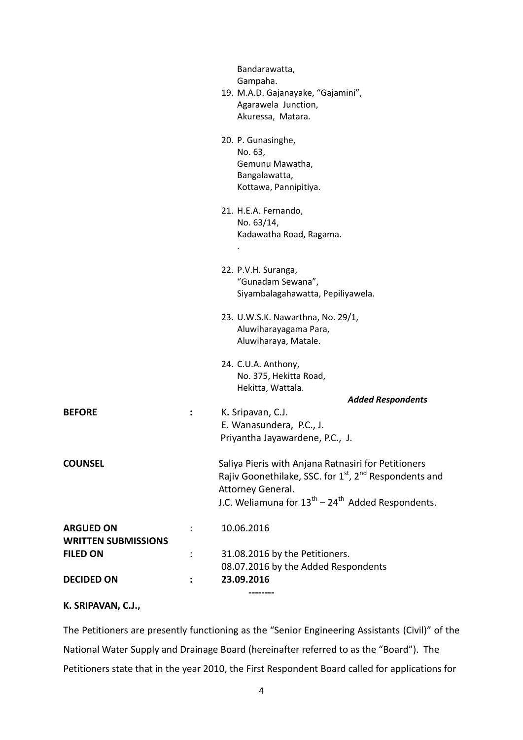Bandarawatta,
Gampaha.

19. M.A.D. Gajanayake, "Gajamini",
    Agarawela Junction,
    Akuressa, Matara.

20. P. Gunasinghe,
    No. 63,
    Gemunu Mawatha,
    Bangalawatta,
    Kottawa, Pannipitiya.

21. H.E.A. Fernando,
    No. 63/14,
    Kadawatha Road, Ragama.
    .

22. P.V.H. Suranga,
    "Gunadam Sewana",
    Siyambalagahawatta, Pepiliyawela.

23. U.W.S.K. Nawarthna, No. 29/1,
    Aluwiharayagama Para,
    Aluwiharaya, Matale.

24. C.U.A. Anthony,
    No. 375, Hekitta Road,
    Hekitta, Wattala.

***Added Respondents***

**BEFORE** : K**.** Sripavan, C.J.
E. Wanasundera, P.C., J.
Priyantha Jayawardene, P.C., J.

**COUNSEL** Saliya Pieris with Anjana Ratnasiri for Petitioners
Rajiv Goonethilake, SSC. for 1st, 2nd Respondents and Attorney General.
J.C. Weliamuna for 13th – 24th Added Respondents.

**ARGUED ON** : 10.06.2016

**WRITTEN SUBMISSIONS FILED ON** : 31.08.2016 by the Petitioners.
08.07.2016 by the Added Respondents

**DECIDED ON** : **23.09.2016**

--------

**K. SRIPAVAN, C.J.,**

The Petitioners are presently functioning as the "Senior Engineering Assistants (Civil)" of the National Water Supply and Drainage Board (hereinafter referred to as the "Board"). The Petitioners state that in the year 2010, the First Respondent Board called for applications for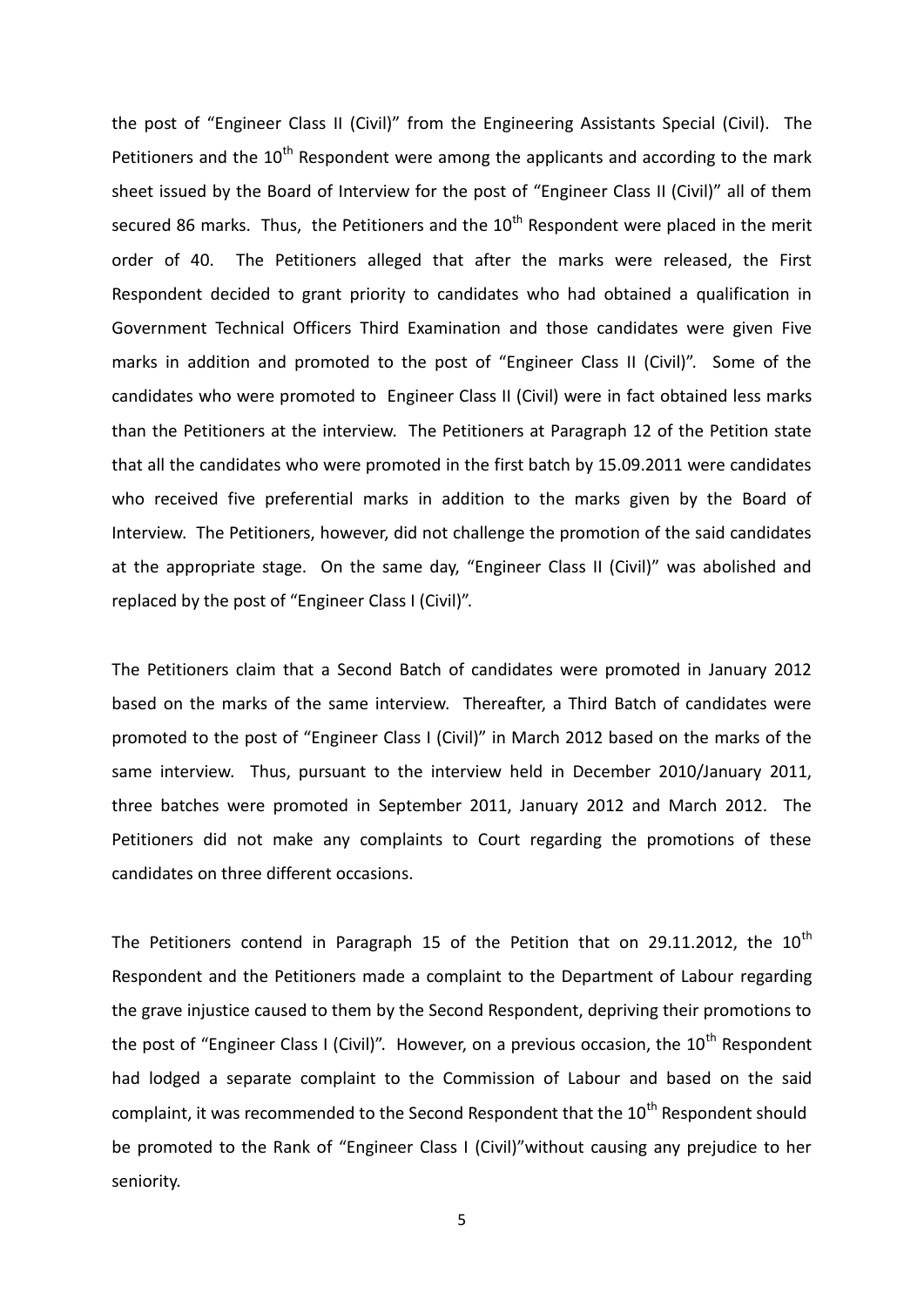the post of "Engineer Class II (Civil)" from the Engineering Assistants Special (Civil). The Petitioners and the 10th Respondent were among the applicants and according to the mark sheet issued by the Board of Interview for the post of "Engineer Class II (Civil)" all of them secured 86 marks. Thus, the Petitioners and the 10th Respondent were placed in the merit order of 40. The Petitioners alleged that after the marks were released, the First Respondent decided to grant priority to candidates who had obtained a qualification in Government Technical Officers Third Examination and those candidates were given Five marks in addition and promoted to the post of "Engineer Class II (Civil)". Some of the candidates who were promoted to Engineer Class II (Civil) were in fact obtained less marks than the Petitioners at the interview. The Petitioners at Paragraph 12 of the Petition state that all the candidates who were promoted in the first batch by 15.09.2011 were candidates who received five preferential marks in addition to the marks given by the Board of Interview. The Petitioners, however, did not challenge the promotion of the said candidates at the appropriate stage. On the same day, "Engineer Class II (Civil)" was abolished and replaced by the post of "Engineer Class I (Civil)".

The Petitioners claim that a Second Batch of candidates were promoted in January 2012 based on the marks of the same interview. Thereafter, a Third Batch of candidates were promoted to the post of "Engineer Class I (Civil)" in March 2012 based on the marks of the same interview. Thus, pursuant to the interview held in December 2010/January 2011, three batches were promoted in September 2011, January 2012 and March 2012. The Petitioners did not make any complaints to Court regarding the promotions of these candidates on three different occasions.

The Petitioners contend in Paragraph 15 of the Petition that on 29.11.2012, the 10th Respondent and the Petitioners made a complaint to the Department of Labour regarding the grave injustice caused to them by the Second Respondent, depriving their promotions to the post of "Engineer Class I (Civil)". However, on a previous occasion, the 10th Respondent had lodged a separate complaint to the Commission of Labour and based on the said complaint, it was recommended to the Second Respondent that the 10th Respondent should be promoted to the Rank of "Engineer Class I (Civil)"without causing any prejudice to her seniority.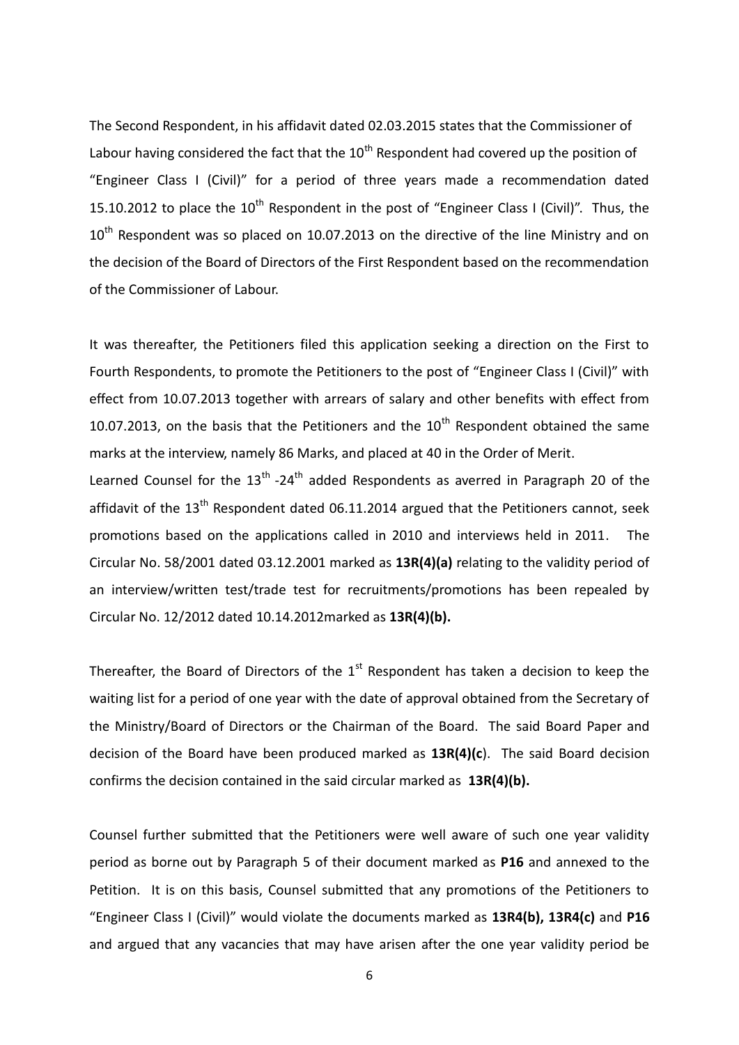The Second Respondent, in his affidavit dated 02.03.2015 states that the Commissioner of Labour having considered the fact that the 10th Respondent had covered up the position of "Engineer Class I (Civil)" for a period of three years made a recommendation dated 15.10.2012 to place the 10th Respondent in the post of "Engineer Class I (Civil)". Thus, the 10th Respondent was so placed on 10.07.2013 on the directive of the line Ministry and on the decision of the Board of Directors of the First Respondent based on the recommendation of the Commissioner of Labour.

It was thereafter, the Petitioners filed this application seeking a direction on the First to Fourth Respondents, to promote the Petitioners to the post of "Engineer Class I (Civil)" with effect from 10.07.2013 together with arrears of salary and other benefits with effect from 10.07.2013, on the basis that the Petitioners and the 10th Respondent obtained the same marks at the interview, namely 86 Marks, and placed at 40 in the Order of Merit.

Learned Counsel for the 13th -24th added Respondents as averred in Paragraph 20 of the affidavit of the 13th Respondent dated 06.11.2014 argued that the Petitioners cannot, seek promotions based on the applications called in 2010 and interviews held in 2011. The Circular No. 58/2001 dated 03.12.2001 marked as **13R(4)(a)** relating to the validity period of an interview/written test/trade test for recruitments/promotions has been repealed by Circular No. 12/2012 dated 10.14.2012marked as **13R(4)(b).**

Thereafter, the Board of Directors of the 1st Respondent has taken a decision to keep the waiting list for a period of one year with the date of approval obtained from the Secretary of the Ministry/Board of Directors or the Chairman of the Board. The said Board Paper and decision of the Board have been produced marked as **13R(4)(c**). The said Board decision confirms the decision contained in the said circular marked as **13R(4)(b).**

Counsel further submitted that the Petitioners were well aware of such one year validity period as borne out by Paragraph 5 of their document marked as **P16** and annexed to the Petition. It is on this basis, Counsel submitted that any promotions of the Petitioners to "Engineer Class I (Civil)" would violate the documents marked as **13R4(b), 13R4(c)** and **P16** and argued that any vacancies that may have arisen after the one year validity period be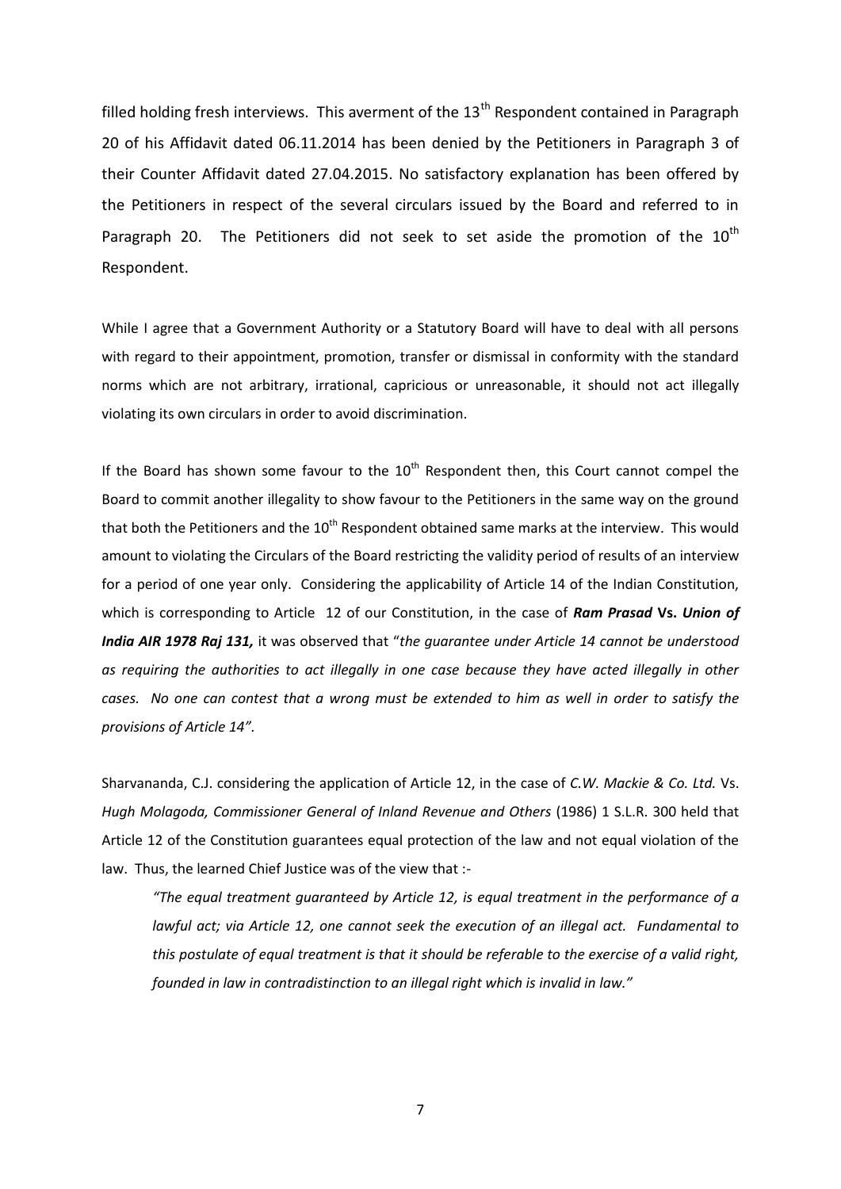filled holding fresh interviews. This averment of the 13th Respondent contained in Paragraph 20 of his Affidavit dated 06.11.2014 has been denied by the Petitioners in Paragraph 3 of their Counter Affidavit dated 27.04.2015. No satisfactory explanation has been offered by the Petitioners in respect of the several circulars issued by the Board and referred to in Paragraph 20. The Petitioners did not seek to set aside the promotion of the 10th Respondent.

While I agree that a Government Authority or a Statutory Board will have to deal with all persons with regard to their appointment, promotion, transfer or dismissal in conformity with the standard norms which are not arbitrary, irrational, capricious or unreasonable, it should not act illegally violating its own circulars in order to avoid discrimination.

If the Board has shown some favour to the 10th Respondent then, this Court cannot compel the Board to commit another illegality to show favour to the Petitioners in the same way on the ground that both the Petitioners and the 10th Respondent obtained same marks at the interview. This would amount to violating the Circulars of the Board restricting the validity period of results of an interview for a period of one year only. Considering the applicability of Article 14 of the Indian Constitution, which is corresponding to Article 12 of our Constitution, in the case of ***Ram Prasad* Vs. *Union of India AIR 1978 Raj 131,*** it was observed that "*the guarantee under Article 14 cannot be understood as requiring the authorities to act illegally in one case because they have acted illegally in other cases. No one can contest that a wrong must be extended to him as well in order to satisfy the provisions of Article 14".*

Sharvananda, C.J. considering the application of Article 12, in the case of *C.W. Mackie & Co. Ltd.* Vs. *Hugh Molagoda, Commissioner General of Inland Revenue and Others* (1986) 1 S.L.R. 300 held that Article 12 of the Constitution guarantees equal protection of the law and not equal violation of the law. Thus, the learned Chief Justice was of the view that :-

> *"The equal treatment guaranteed by Article 12, is equal treatment in the performance of a lawful act; via Article 12, one cannot seek the execution of an illegal act. Fundamental to this postulate of equal treatment is that it should be referable to the exercise of a valid right, founded in law in contradistinction to an illegal right which is invalid in law."*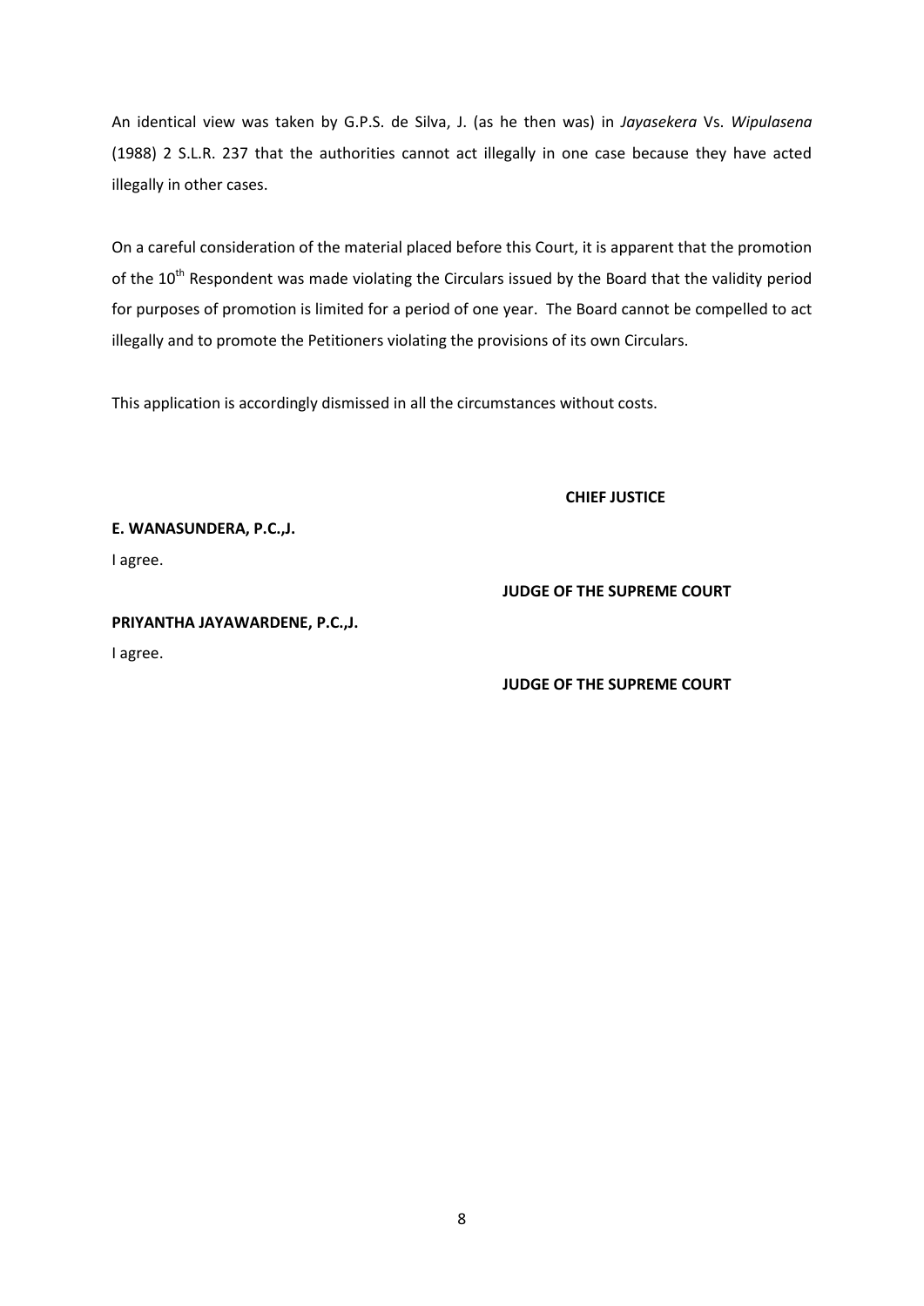An identical view was taken by G.P.S. de Silva, J. (as he then was) in *Jayasekera* Vs. *Wipulasena* (1988) 2 S.L.R. 237 that the authorities cannot act illegally in one case because they have acted illegally in other cases.

On a careful consideration of the material placed before this Court, it is apparent that the promotion of the 10th Respondent was made violating the Circulars issued by the Board that the validity period for purposes of promotion is limited for a period of one year. The Board cannot be compelled to act illegally and to promote the Petitioners violating the provisions of its own Circulars.

This application is accordingly dismissed in all the circumstances without costs.

**CHIEF JUSTICE**

**E. WANASUNDERA, P.C.,J.**

I agree.

**JUDGE OF THE SUPREME COURT**

**PRIYANTHA JAYAWARDENE, P.C.,J.**

I agree.

**JUDGE OF THE SUPREME COURT**